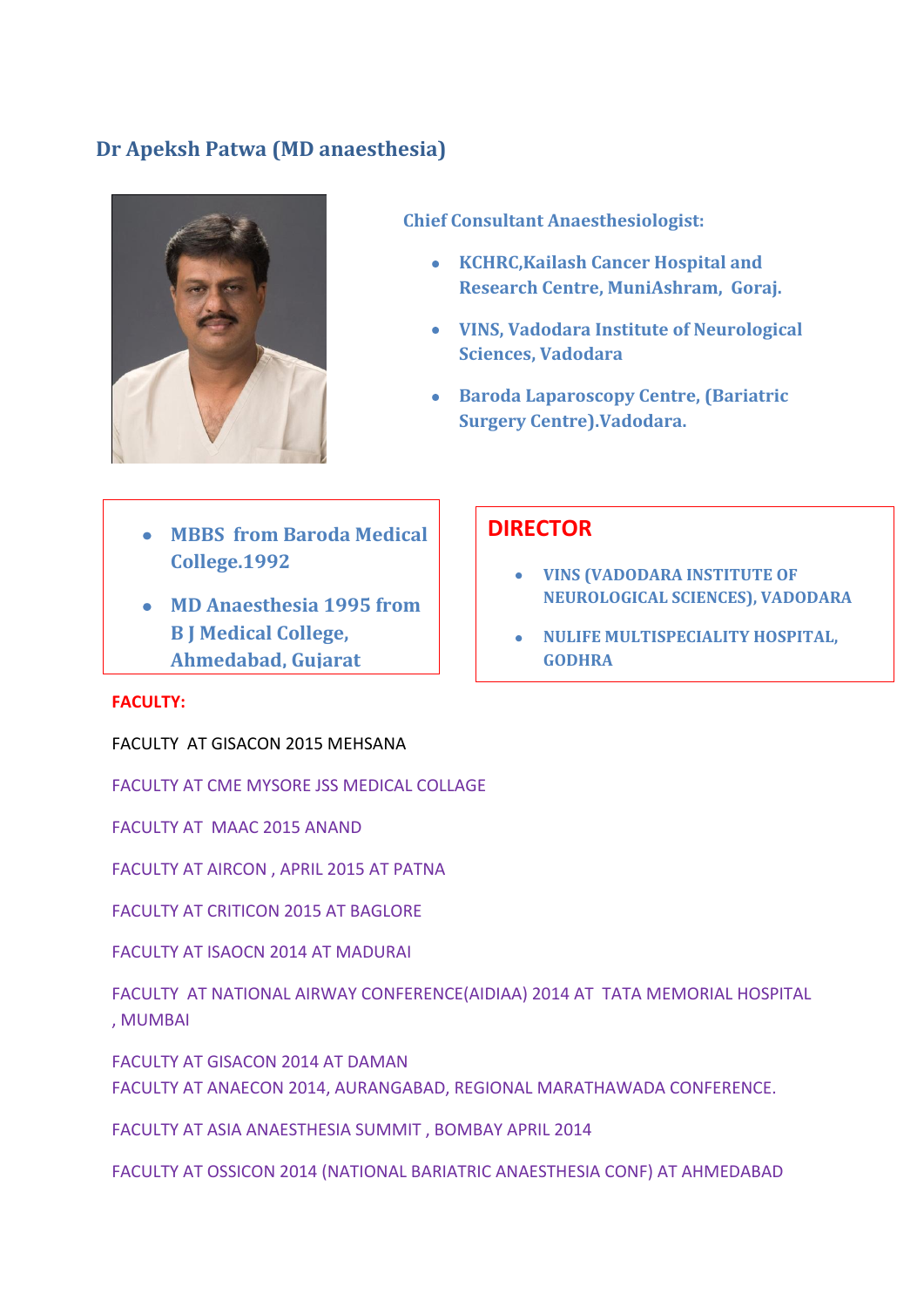# Dr Apeksh Patwa (MD anaesthesia)

**Chief Consultant Anaesthesiologist:**

- **KCHRC,Kailash Cancer Hospital and Research Centre, MuniAshram, Goraj.**
- **VINS, Vadodara Institute of Neurological Sciences, Vadodara**
- **Baroda Laparoscopy Centre, (Bariatric Surgery Centre).Vadodara.**

- **MBBS from Baroda Medical College.1992**
- **MD Anaesthesia 1995 from B J Medical College, Ahmedabad, Gujarat**

## DIRECTOR

- **VINS (VADODARA INSTITUTE OF NEUROLOGICAL SCIENCES), VADODARA**
- **NULIFE MULTISPECIALITY HOSPITAL, GODHRA**

**FACULTY:**

FACULTY AT GISACON 2015 MEHSANA

FACULTY AT CME MYSORE JSS MEDICAL COLLAGE

FACULTY AT MAAC 2015 ANAND

FACULTY AT AIRCON , APRIL 2015 AT PATNA

FACULTY AT CRITICON 2015 AT BAGLORE

FACULTY AT ISAOCN 2014 AT MADURAI

FACULTY AT NATIONAL AIRWAY CONFERENCE(AIDIAA) 2014 AT TATA MEMORIAL HOSPITAL , MUMBAI

FACULTY AT GISACON 2014 AT DAMAN
FACULTY AT ANAECON 2014, AURANGABAD, REGIONAL MARATHAWADA CONFERENCE.

FACULTY AT ASIA ANAESTHESIA SUMMIT , BOMBAY APRIL 2014

FACULTY AT OSSICON 2014 (NATIONAL BARIATRIC ANAESTHESIA CONF) AT AHMEDABAD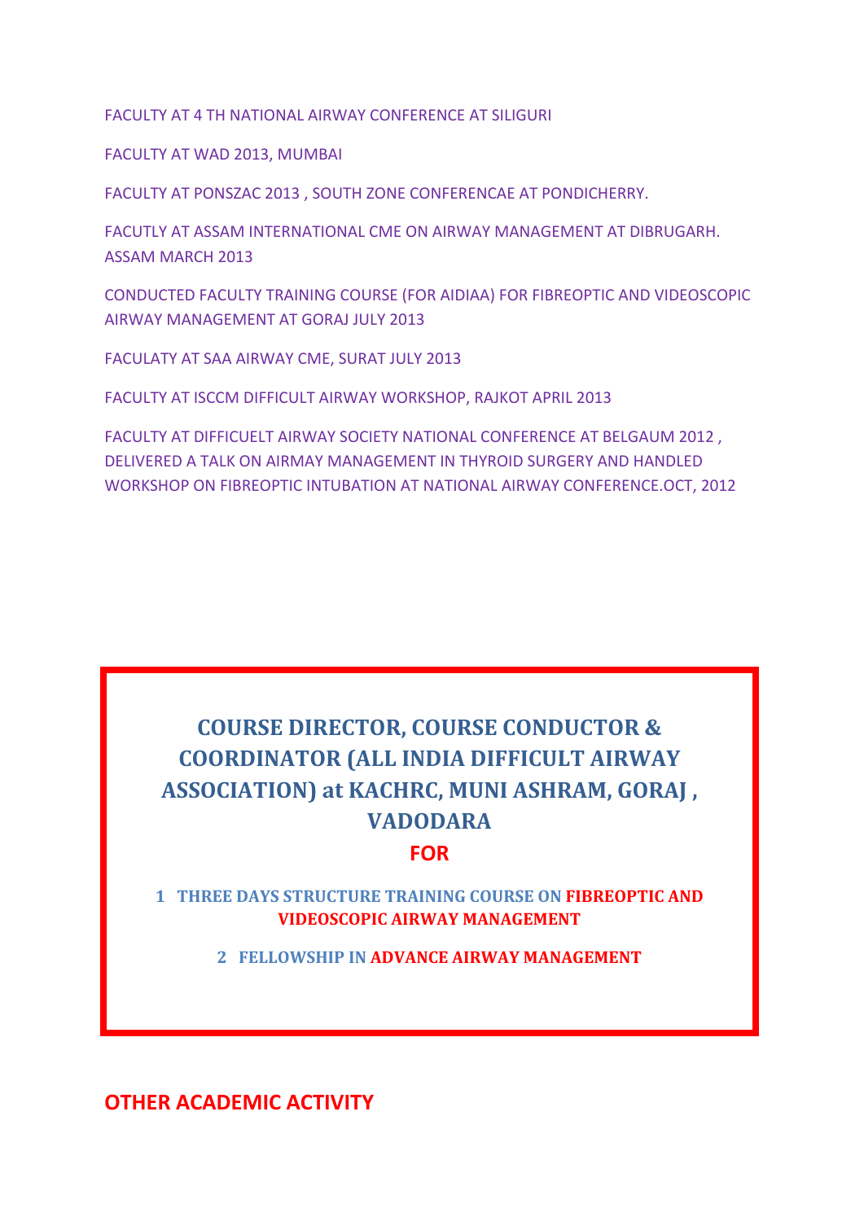FACULTY AT 4 TH NATIONAL AIRWAY CONFERENCE AT SILIGURI

FACULTY AT WAD 2013, MUMBAI

FACULTY AT PONSZAC 2013 , SOUTH ZONE CONFERENCAE AT PONDICHERRY.

FACUTLY AT ASSAM INTERNATIONAL CME ON AIRWAY MANAGEMENT AT DIBRUGARH. ASSAM MARCH 2013

CONDUCTED FACULTY TRAINING COURSE (FOR AIDIAA) FOR FIBREOPTIC AND VIDEOSCOPIC AIRWAY MANAGEMENT AT GORAJ JULY 2013

FACULATY AT SAA AIRWAY CME, SURAT JULY 2013

FACULTY AT ISCCM DIFFICULT AIRWAY WORKSHOP, RAJKOT APRIL 2013

FACULTY AT DIFFICUELT AIRWAY SOCIETY NATIONAL CONFERENCE AT BELGAUM 2012 , DELIVERED A TALK ON AIRMAY MANAGEMENT IN THYROID SURGERY AND HANDLED WORKSHOP ON FIBREOPTIC INTUBATION AT NATIONAL AIRWAY CONFERENCE.OCT, 2012

## COURSE DIRECTOR, COURSE CONDUCTOR & COORDINATOR (ALL INDIA DIFFICULT AIRWAY ASSOCIATION) at KACHRC, MUNI ASHRAM, GORAJ , VADODARA

**FOR**

1. **THREE DAYS STRUCTURE TRAINING COURSE ON FIBREOPTIC AND VIDEOSCOPIC AIRWAY MANAGEMENT**
2. **FELLOWSHIP IN ADVANCE AIRWAY MANAGEMENT**

## OTHER ACADEMIC ACTIVITY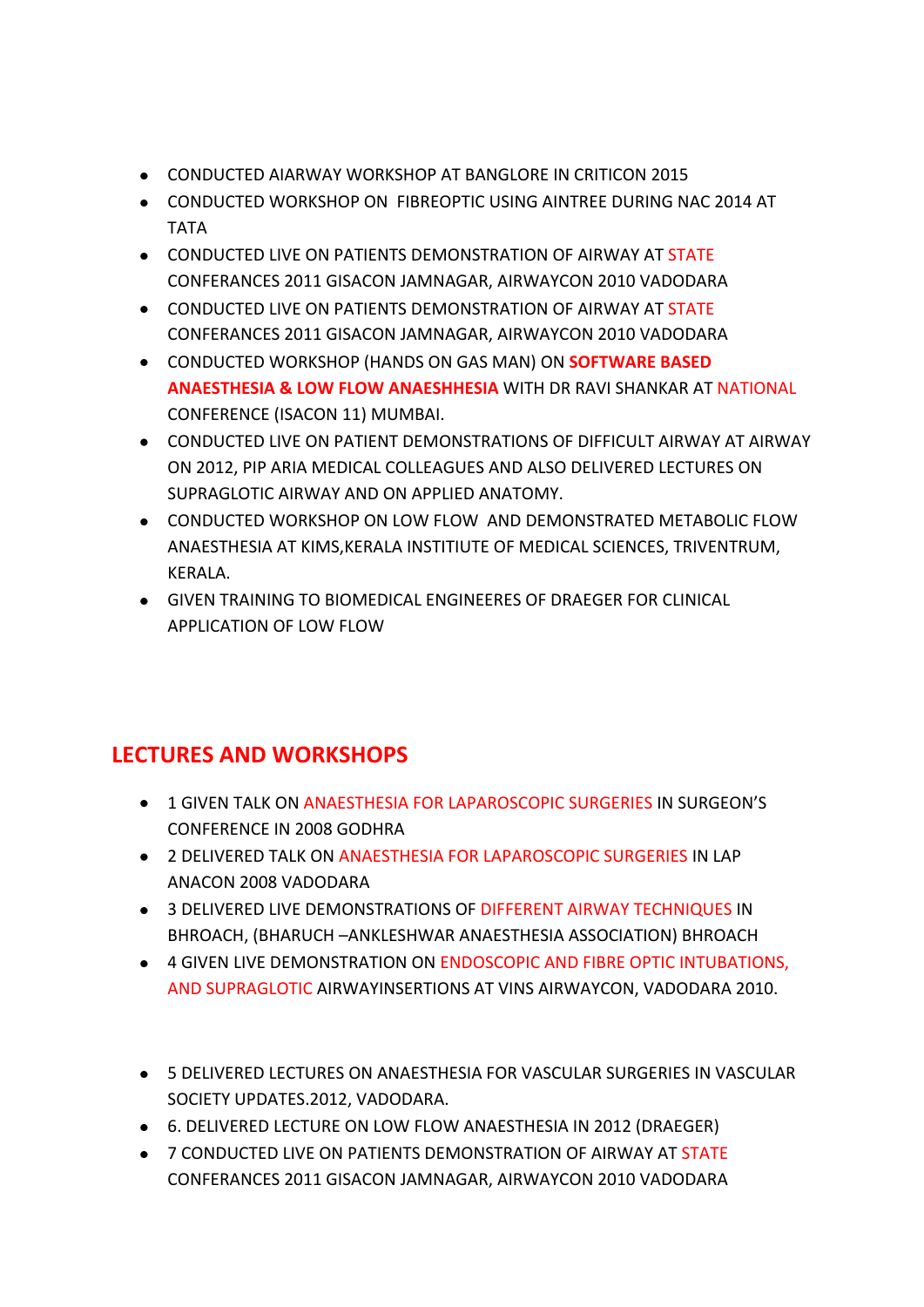- CONDUCTED AIARWAY WORKSHOP AT BANGLORE IN CRITICON 2015
- CONDUCTED WORKSHOP ON FIBREOPTIC USING AINTREE DURING NAC 2014 AT TATA
- CONDUCTED LIVE ON PATIENTS DEMONSTRATION OF AIRWAY AT STATE CONFERANCES 2011 GISACON JAMNAGAR, AIRWAYCON 2010 VADODARA
- CONDUCTED LIVE ON PATIENTS DEMONSTRATION OF AIRWAY AT STATE CONFERANCES 2011 GISACON JAMNAGAR, AIRWAYCON 2010 VADODARA
- CONDUCTED WORKSHOP (HANDS ON GAS MAN) ON **SOFTWARE BASED ANAESTHESIA & LOW FLOW ANAESHHESIA** WITH DR RAVI SHANKAR AT NATIONAL CONFERENCE (ISACON 11) MUMBAI.
- CONDUCTED LIVE ON PATIENT DEMONSTRATIONS OF DIFFICULT AIRWAY AT AIRWAY ON 2012, PIP ARIA MEDICAL COLLEAGUES AND ALSO DELIVERED LECTURES ON SUPRAGLOTIC AIRWAY AND ON APPLIED ANATOMY.
- CONDUCTED WORKSHOP ON LOW FLOW AND DEMONSTRATED METABOLIC FLOW ANAESTHESIA AT KIMS,KERALA INSTITIUTE OF MEDICAL SCIENCES, TRIVENTRUM, KERALA.
- GIVEN TRAINING TO BIOMEDICAL ENGINEERES OF DRAEGER FOR CLINICAL APPLICATION OF LOW FLOW

## LECTURES AND WORKSHOPS

- 1 GIVEN TALK ON ANAESTHESIA FOR LAPAROSCOPIC SURGERIES IN SURGEON'S CONFERENCE IN 2008 GODHRA
- 2 DELIVERED TALK ON ANAESTHESIA FOR LAPAROSCOPIC SURGERIES IN LAP ANACON 2008 VADODARA
- 3 DELIVERED LIVE DEMONSTRATIONS OF DIFFERENT AIRWAY TECHNIQUES IN BHROACH, (BHARUCH –ANKLESHWAR ANAESTHESIA ASSOCIATION) BHROACH
- 4 GIVEN LIVE DEMONSTRATION ON ENDOSCOPIC AND FIBRE OPTIC INTUBATIONS, AND SUPRAGLOTIC AIRWAYINSERTIONS AT VINS AIRWAYCON, VADODARA 2010.

- 5 DELIVERED LECTURES ON ANAESTHESIA FOR VASCULAR SURGERIES IN VASCULAR SOCIETY UPDATES.2012, VADODARA.
- 6. DELIVERED LECTURE ON LOW FLOW ANAESTHESIA IN 2012 (DRAEGER)
- 7 CONDUCTED LIVE ON PATIENTS DEMONSTRATION OF AIRWAY AT STATE CONFERANCES 2011 GISACON JAMNAGAR, AIRWAYCON 2010 VADODARA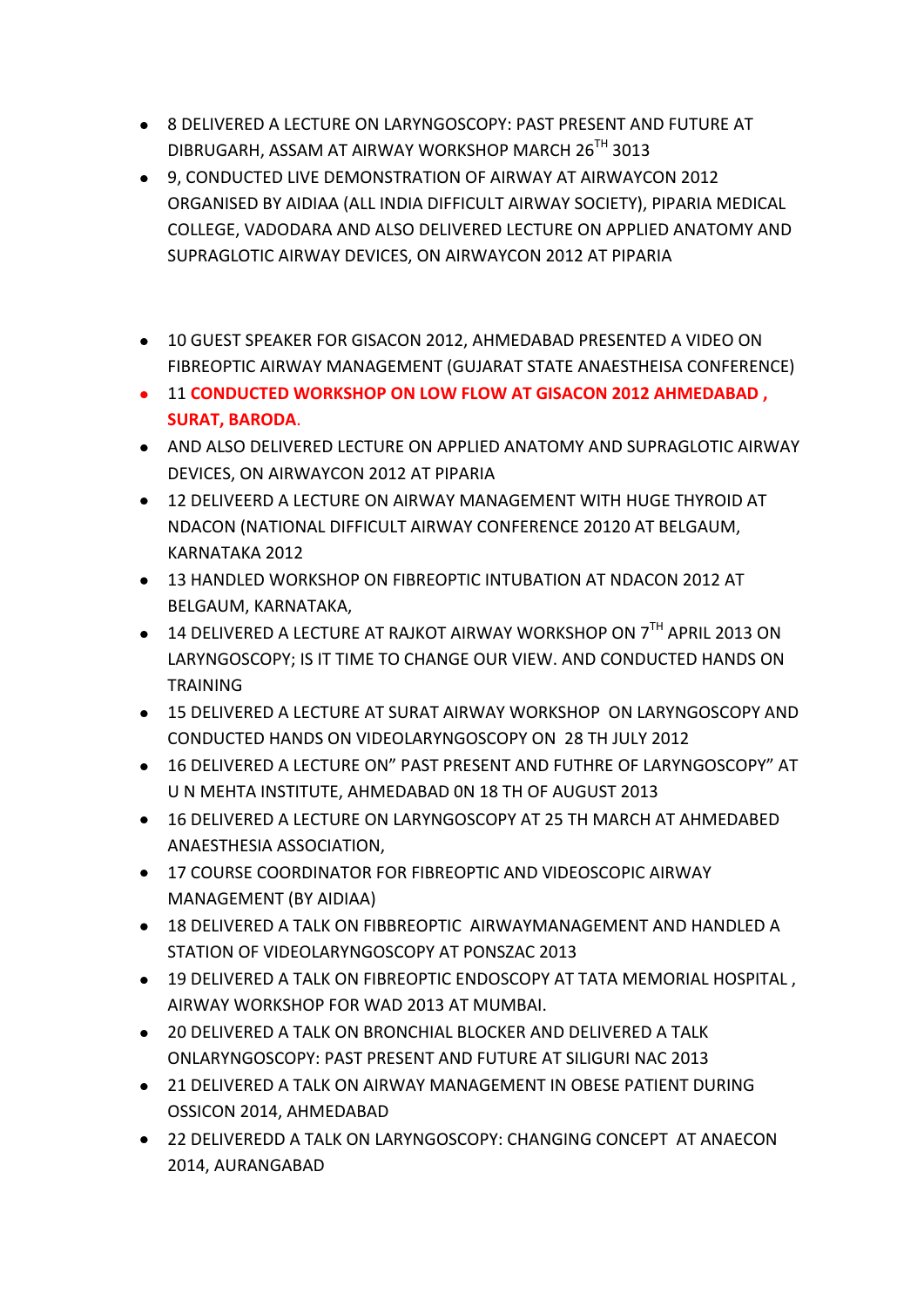- 8 DELIVERED A LECTURE ON LARYNGOSCOPY: PAST PRESENT AND FUTURE AT DIBRUGARH, ASSAM AT AIRWAY WORKSHOP MARCH 26TH 3013
- 9, CONDUCTED LIVE DEMONSTRATION OF AIRWAY AT AIRWAYCON 2012 ORGANISED BY AIDIAA (ALL INDIA DIFFICULT AIRWAY SOCIETY), PIPARIA MEDICAL COLLEGE, VADODARA AND ALSO DELIVERED LECTURE ON APPLIED ANATOMY AND SUPRAGLOTIC AIRWAY DEVICES, ON AIRWAYCON 2012 AT PIPARIA

- 10 GUEST SPEAKER FOR GISACON 2012, AHMEDABAD PRESENTED A VIDEO ON FIBREOPTIC AIRWAY MANAGEMENT (GUJARAT STATE ANAESTHEISA CONFERENCE)
- 11 **CONDUCTED WORKSHOP ON LOW FLOW AT GISACON 2012 AHMEDABAD , SURAT, BARODA**.
- AND ALSO DELIVERED LECTURE ON APPLIED ANATOMY AND SUPRAGLOTIC AIRWAY DEVICES, ON AIRWAYCON 2012 AT PIPARIA
- 12 DELIVEERD A LECTURE ON AIRWAY MANAGEMENT WITH HUGE THYROID AT NDACON (NATIONAL DIFFICULT AIRWAY CONFERENCE 20120 AT BELGAUM, KARNATAKA 2012
- 13 HANDLED WORKSHOP ON FIBREOPTIC INTUBATION AT NDACON 2012 AT BELGAUM, KARNATAKA,
- 14 DELIVERED A LECTURE AT RAJKOT AIRWAY WORKSHOP ON 7TH APRIL 2013 ON LARYNGOSCOPY; IS IT TIME TO CHANGE OUR VIEW. AND CONDUCTED HANDS ON TRAINING
- 15 DELIVERED A LECTURE AT SURAT AIRWAY WORKSHOP ON LARYNGOSCOPY AND CONDUCTED HANDS ON VIDEOLARYNGOSCOPY ON 28 TH JULY 2012
- 16 DELIVERED A LECTURE ON" PAST PRESENT AND FUTHRE OF LARYNGOSCOPY" AT U N MEHTA INSTITUTE, AHMEDABAD 0N 18 TH OF AUGUST 2013
- 16 DELIVERED A LECTURE ON LARYNGOSCOPY AT 25 TH MARCH AT AHMEDABED ANAESTHESIA ASSOCIATION,
- 17 COURSE COORDINATOR FOR FIBREOPTIC AND VIDEOSCOPIC AIRWAY MANAGEMENT (BY AIDIAA)
- 18 DELIVERED A TALK ON FIBBREOPTIC AIRWAYMANAGEMENT AND HANDLED A STATION OF VIDEOLARYNGOSCOPY AT PONSZAC 2013
- 19 DELIVERED A TALK ON FIBREOPTIC ENDOSCOPY AT TATA MEMORIAL HOSPITAL , AIRWAY WORKSHOP FOR WAD 2013 AT MUMBAI.
- 20 DELIVERED A TALK ON BRONCHIAL BLOCKER AND DELIVERED A TALK ONLARYNGOSCOPY: PAST PRESENT AND FUTURE AT SILIGURI NAC 2013
- 21 DELIVERED A TALK ON AIRWAY MANAGEMENT IN OBESE PATIENT DURING OSSICON 2014, AHMEDABAD
- 22 DELIVEREDD A TALK ON LARYNGOSCOPY: CHANGING CONCEPT AT ANAECON 2014, AURANGABAD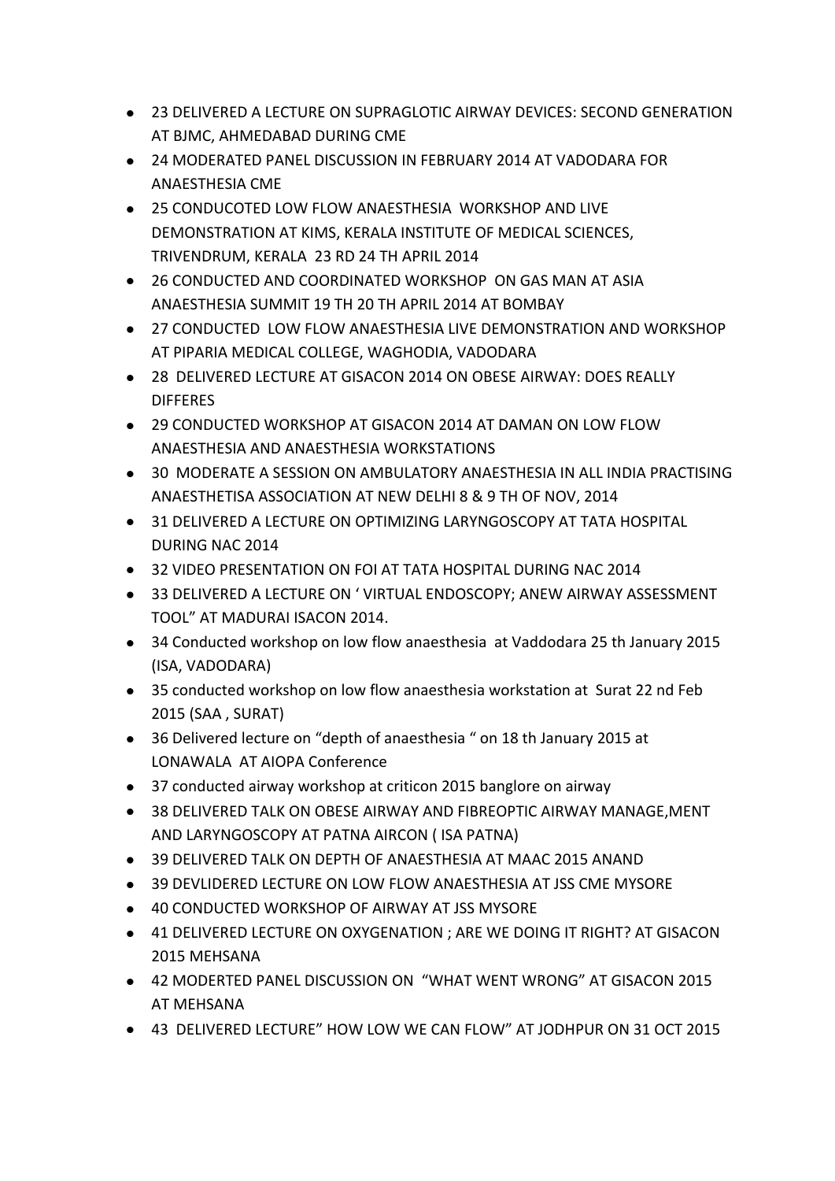- 23 DELIVERED A LECTURE ON SUPRAGLOTIC AIRWAY DEVICES: SECOND GENERATION AT BJMC, AHMEDABAD DURING CME
- 24 MODERATED PANEL DISCUSSION IN FEBRUARY 2014 AT VADODARA FOR ANAESTHESIA CME
- 25 CONDUCOTED LOW FLOW ANAESTHESIA WORKSHOP AND LIVE DEMONSTRATION AT KIMS, KERALA INSTITUTE OF MEDICAL SCIENCES, TRIVENDRUM, KERALA 23 RD 24 TH APRIL 2014
- 26 CONDUCTED AND COORDINATED WORKSHOP ON GAS MAN AT ASIA ANAESTHESIA SUMMIT 19 TH 20 TH APRIL 2014 AT BOMBAY
- 27 CONDUCTED LOW FLOW ANAESTHESIA LIVE DEMONSTRATION AND WORKSHOP AT PIPARIA MEDICAL COLLEGE, WAGHODIA, VADODARA
- 28 DELIVERED LECTURE AT GISACON 2014 ON OBESE AIRWAY: DOES REALLY DIFFERES
- 29 CONDUCTED WORKSHOP AT GISACON 2014 AT DAMAN ON LOW FLOW ANAESTHESIA AND ANAESTHESIA WORKSTATIONS
- 30 MODERATE A SESSION ON AMBULATORY ANAESTHESIA IN ALL INDIA PRACTISING ANAESTHETISA ASSOCIATION AT NEW DELHI 8 & 9 TH OF NOV, 2014
- 31 DELIVERED A LECTURE ON OPTIMIZING LARYNGOSCOPY AT TATA HOSPITAL DURING NAC 2014
- 32 VIDEO PRESENTATION ON FOI AT TATA HOSPITAL DURING NAC 2014
- 33 DELIVERED A LECTURE ON ' VIRTUAL ENDOSCOPY; ANEW AIRWAY ASSESSMENT TOOL" AT MADURAI ISACON 2014.
- 34 Conducted workshop on low flow anaesthesia at Vaddodara 25 th January 2015 (ISA, VADODARA)
- 35 conducted workshop on low flow anaesthesia workstation at Surat 22 nd Feb 2015 (SAA , SURAT)
- 36 Delivered lecture on "depth of anaesthesia " on 18 th January 2015 at LONAWALA AT AIOPA Conference
- 37 conducted airway workshop at criticon 2015 banglore on airway
- 38 DELIVERED TALK ON OBESE AIRWAY AND FIBREOPTIC AIRWAY MANAGE,MENT AND LARYNGOSCOPY AT PATNA AIRCON ( ISA PATNA)
- 39 DELIVERED TALK ON DEPTH OF ANAESTHESIA AT MAAC 2015 ANAND
- 39 DEVLIDERED LECTURE ON LOW FLOW ANAESTHESIA AT JSS CME MYSORE
- 40 CONDUCTED WORKSHOP OF AIRWAY AT JSS MYSORE
- 41 DELIVERED LECTURE ON OXYGENATION ; ARE WE DOING IT RIGHT? AT GISACON 2015 MEHSANA
- 42 MODERTED PANEL DISCUSSION ON "WHAT WENT WRONG" AT GISACON 2015 AT MEHSANA
- 43 DELIVERED LECTURE" HOW LOW WE CAN FLOW" AT JODHPUR ON 31 OCT 2015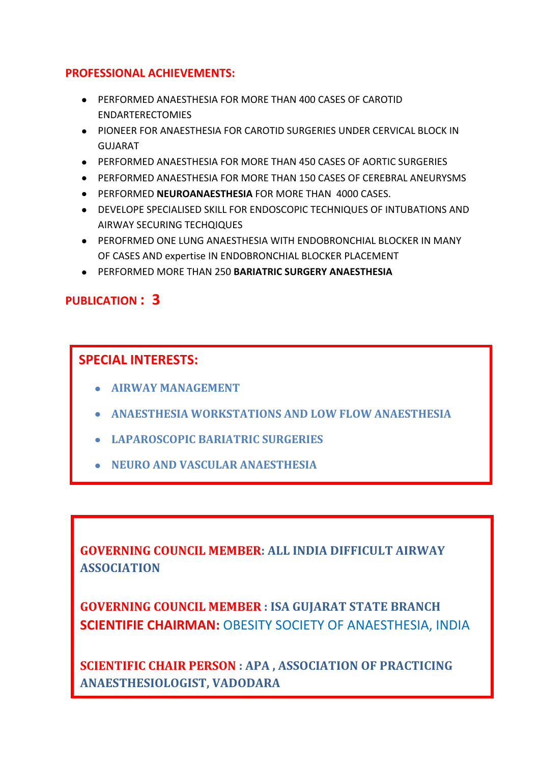## PROFESSIONAL ACHIEVEMENTS:

- PERFORMED ANAESTHESIA FOR MORE THAN 400 CASES OF CAROTID ENDARTERECTOMIES
- PIONEER FOR ANAESTHESIA FOR CAROTID SURGERIES UNDER CERVICAL BLOCK IN GUJARAT
- PERFORMED ANAESTHESIA FOR MORE THAN 450 CASES OF AORTIC SURGERIES
- PERFORMED ANAESTHESIA FOR MORE THAN 150 CASES OF CEREBRAL ANEURYSMS
- PERFORMED **NEUROANAESTHESIA** FOR MORE THAN 4000 CASES.
- DEVELOPE SPECIALISED SKILL FOR ENDOSCOPIC TECHNIQUES OF INTUBATIONS AND AIRWAY SECURING TECHQIQUES
- PEROFRMED ONE LUNG ANAESTHESIA WITH ENDOBRONCHIAL BLOCKER IN MANY OF CASES AND expertise IN ENDOBRONCHIAL BLOCKER PLACEMENT
- PERFORMED MORE THAN 250 **BARIATRIC SURGERY ANAESTHESIA**

## PUBLICATION : 3

## SPECIAL INTERESTS:

- **AIRWAY MANAGEMENT**
- **ANAESTHESIA WORKSTATIONS AND LOW FLOW ANAESTHESIA**
- **LAPAROSCOPIC BARIATRIC SURGERIES**
- **NEURO AND VASCULAR ANAESTHESIA**

**GOVERNING COUNCIL MEMBER: ALL INDIA DIFFICULT AIRWAY ASSOCIATION**

**GOVERNING COUNCIL MEMBER : ISA GUJARAT STATE BRANCH**
**SCIENTIFIE CHAIRMAN:** OBESITY SOCIETY OF ANAESTHESIA, INDIA

**SCIENTIFIC CHAIR PERSON : APA , ASSOCIATION OF PRACTICING ANAESTHESIOLOGIST, VADODARA**